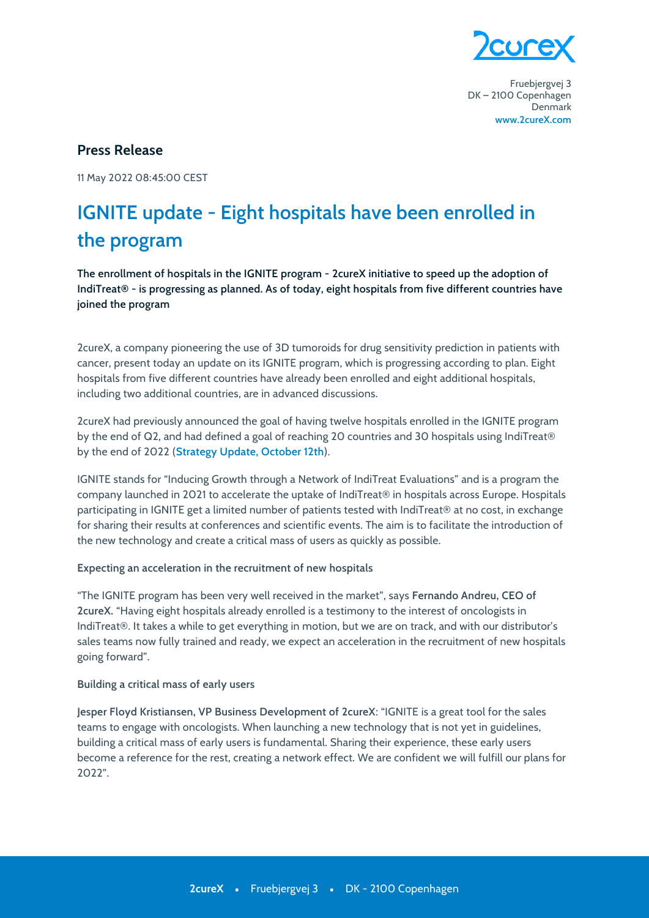Fruebjergvej 3
DK – 2100 Copenhagen
Denmark
www.2cureX.com

## Press Release

11 May 2022 08:45:00 CEST

# IGNITE update - Eight hospitals have been enrolled in the program

**The enrollment of hospitals in the IGNITE program - 2cureX initiative to speed up the adoption of IndiTreat® - is progressing as planned. As of today, eight hospitals from five different countries have joined the program**

2cureX, a company pioneering the use of 3D tumoroids for drug sensitivity prediction in patients with cancer, present today an update on its IGNITE program, which is progressing according to plan. Eight hospitals from five different countries have already been enrolled and eight additional hospitals, including two additional countries, are in advanced discussions.

2cureX had previously announced the goal of having twelve hospitals enrolled in the IGNITE program by the end of Q2, and had defined a goal of reaching 20 countries and 30 hospitals using IndiTreat® by the end of 2022 (Strategy Update, October 12th).

IGNITE stands for "Inducing Growth through a Network of IndiTreat Evaluations" and is a program the company launched in 2021 to accelerate the uptake of IndiTreat® in hospitals across Europe. Hospitals participating in IGNITE get a limited number of patients tested with IndiTreat® at no cost, in exchange for sharing their results at conferences and scientific events. The aim is to facilitate the introduction of the new technology and create a critical mass of users as quickly as possible.

**Expecting an acceleration in the recruitment of new hospitals**

"The IGNITE program has been very well received in the market", says **Fernando Andreu, CEO of 2cureX.** "Having eight hospitals already enrolled is a testimony to the interest of oncologists in IndiTreat®. It takes a while to get everything in motion, but we are on track, and with our distributor's sales teams now fully trained and ready, we expect an acceleration in the recruitment of new hospitals going forward".

**Building a critical mass of early users**

**Jesper Floyd Kristiansen, VP Business Development of 2cureX**: "IGNITE is a great tool for the sales teams to engage with oncologists. When launching a new technology that is not yet in guidelines, building a critical mass of early users is fundamental. Sharing their experience, these early users become a reference for the rest, creating a network effect. We are confident we will fulfill our plans for 2022".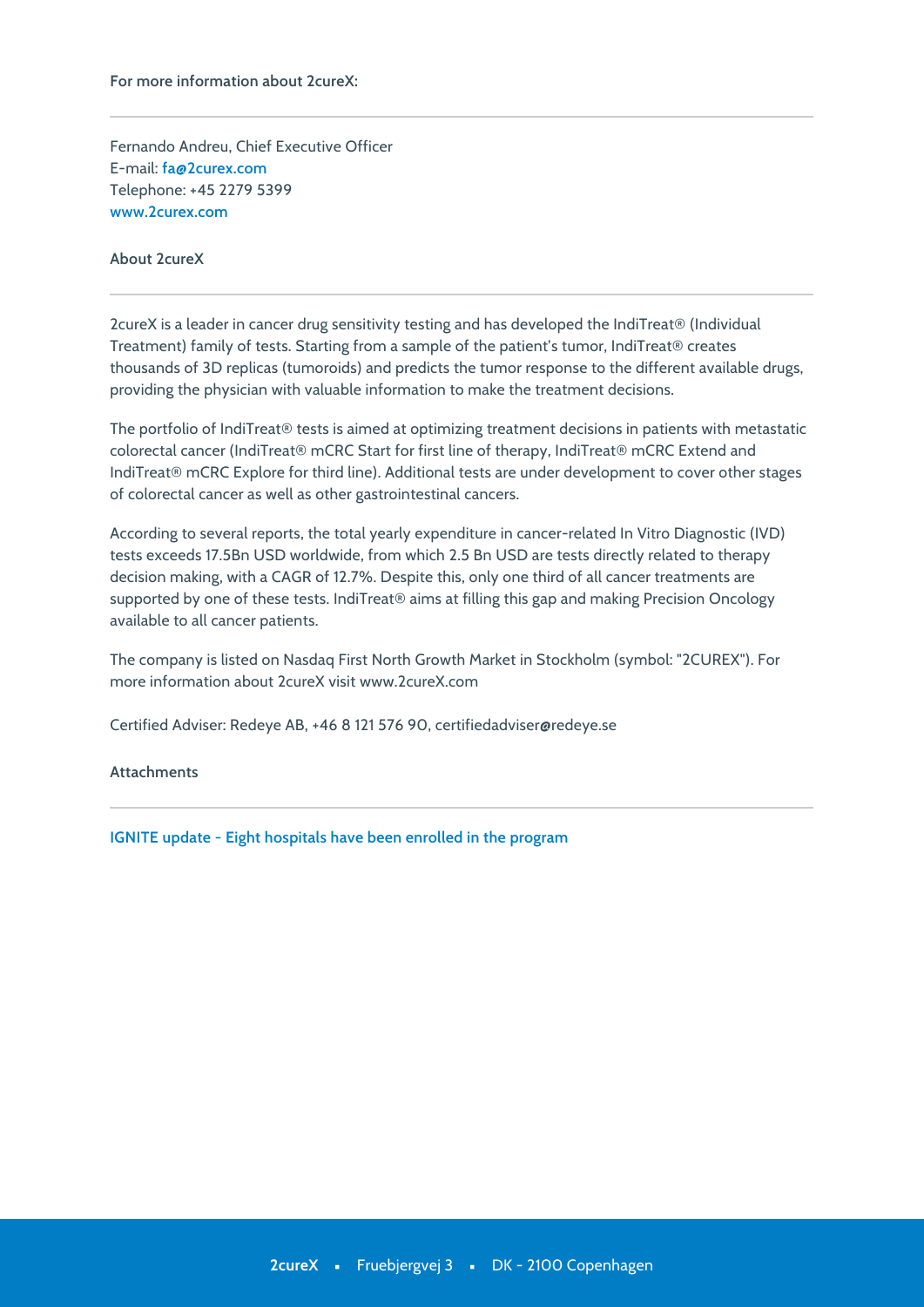### For more information about 2cureX:

Fernando Andreu, Chief Executive Officer
E-mail: fa@2curex.com
Telephone: +45 2279 5399
www.2curex.com

### About 2cureX

2cureX is a leader in cancer drug sensitivity testing and has developed the IndiTreat® (Individual Treatment) family of tests. Starting from a sample of the patient's tumor, IndiTreat® creates thousands of 3D replicas (tumoroids) and predicts the tumor response to the different available drugs, providing the physician with valuable information to make the treatment decisions.

The portfolio of IndiTreat® tests is aimed at optimizing treatment decisions in patients with metastatic colorectal cancer (IndiTreat® mCRC Start for first line of therapy, IndiTreat® mCRC Extend and IndiTreat® mCRC Explore for third line). Additional tests are under development to cover other stages of colorectal cancer as well as other gastrointestinal cancers.

According to several reports, the total yearly expenditure in cancer-related In Vitro Diagnostic (IVD) tests exceeds 17.5Bn USD worldwide, from which 2.5 Bn USD are tests directly related to therapy decision making, with a CAGR of 12.7%. Despite this, only one third of all cancer treatments are supported by one of these tests. IndiTreat® aims at filling this gap and making Precision Oncology available to all cancer patients.

The company is listed on Nasdaq First North Growth Market in Stockholm (symbol: "2CUREX"). For more information about 2cureX visit www.2cureX.com

Certified Adviser: Redeye AB, +46 8 121 576 90, certifiedadviser@redeye.se

### Attachments

IGNITE update - Eight hospitals have been enrolled in the program